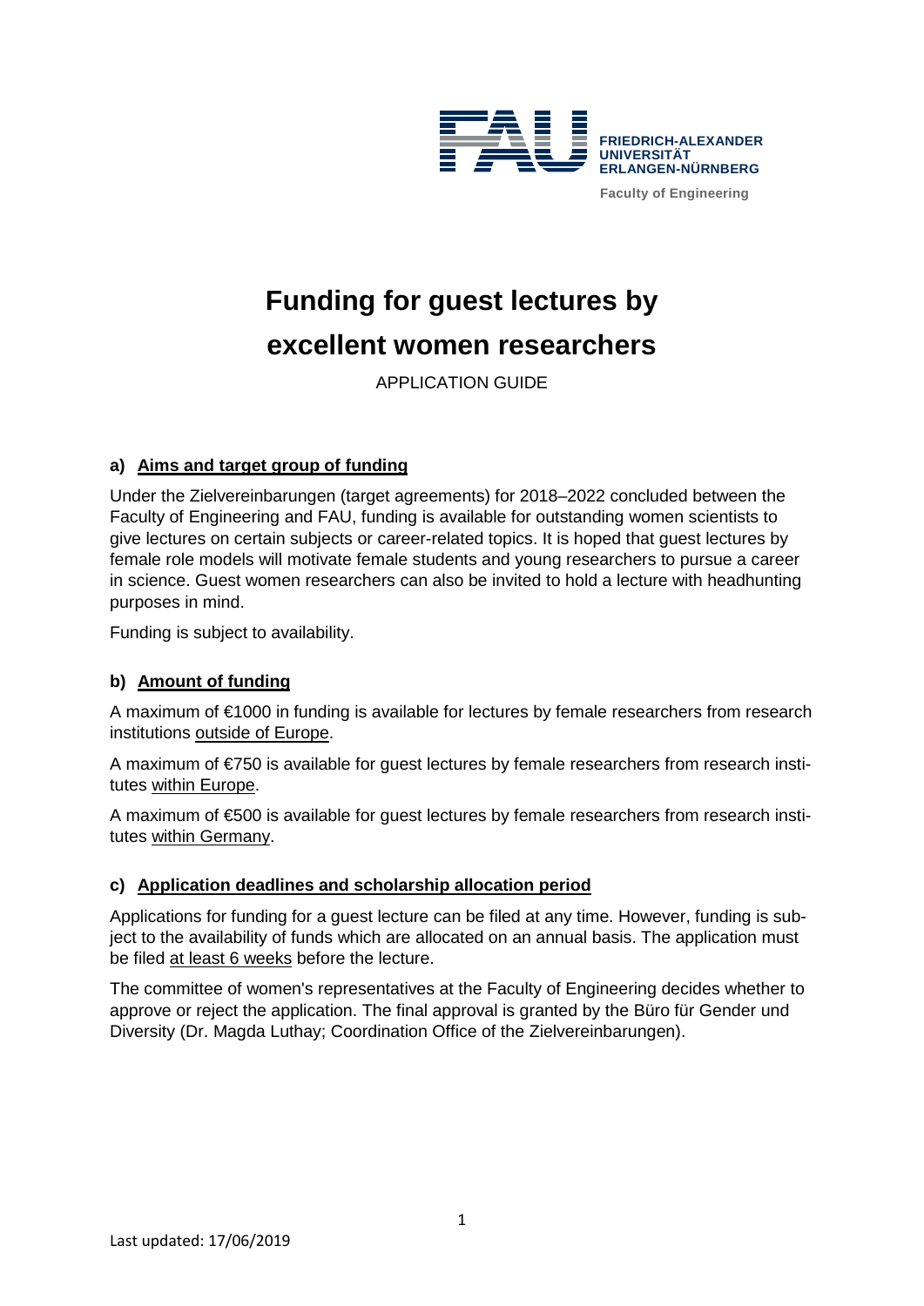FRIEDRICH-ALEXANDER UNIVERSITÄT ERLANGEN-NÜRNBERG

Faculty of Engineering

# Funding for guest lectures by excellent women researchers

APPLICATION GUIDE

## a) Aims and target group of funding

Under the Zielvereinbarungen (target agreements) for 2018–2022 concluded between the Faculty of Engineering and FAU, funding is available for outstanding women scientists to give lectures on certain subjects or career-related topics. It is hoped that guest lectures by female role models will motivate female students and young researchers to pursue a career in science. Guest women researchers can also be invited to hold a lecture with headhunting purposes in mind.

Funding is subject to availability.

## b) Amount of funding

A maximum of €1000 in funding is available for lectures by female researchers from research institutions outside of Europe.

A maximum of €750 is available for guest lectures by female researchers from research institutes within Europe.

A maximum of €500 is available for guest lectures by female researchers from research institutes within Germany.

## c) Application deadlines and scholarship allocation period

Applications for funding for a guest lecture can be filed at any time. However, funding is subject to the availability of funds which are allocated on an annual basis. The application must be filed at least 6 weeks before the lecture.

The committee of women's representatives at the Faculty of Engineering decides whether to approve or reject the application. The final approval is granted by the Büro für Gender und Diversity (Dr. Magda Luthay; Coordination Office of the Zielvereinbarungen).

Last updated: 17/06/2019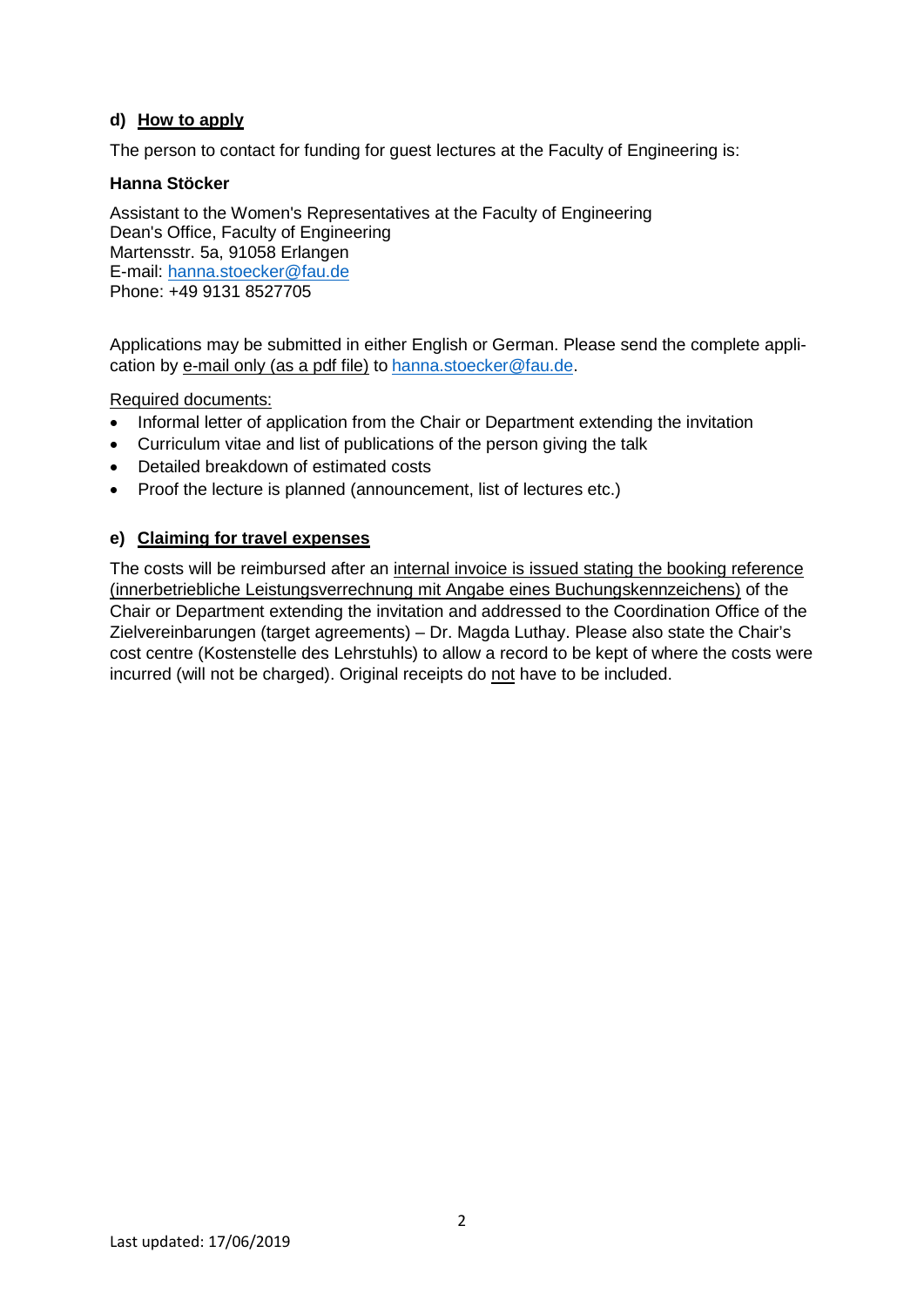## d) How to apply

The person to contact for funding for guest lectures at the Faculty of Engineering is:

**Hanna Stöcker**

Assistant to the Women's Representatives at the Faculty of Engineering
Dean's Office, Faculty of Engineering
Martensstr. 5a, 91058 Erlangen
E-mail: hanna.stoecker@fau.de
Phone: +49 9131 8527705

Applications may be submitted in either English or German. Please send the complete application by e-mail only (as a pdf file) to hanna.stoecker@fau.de.

Required documents:

- Informal letter of application from the Chair or Department extending the invitation
- Curriculum vitae and list of publications of the person giving the talk
- Detailed breakdown of estimated costs
- Proof the lecture is planned (announcement, list of lectures etc.)

## e) Claiming for travel expenses

The costs will be reimbursed after an internal invoice is issued stating the booking reference (innerbetriebliche Leistungsverrechnung mit Angabe eines Buchungskennzeichens) of the Chair or Department extending the invitation and addressed to the Coordination Office of the Zielvereinbarungen (target agreements) – Dr. Magda Luthay. Please also state the Chair's cost centre (Kostenstelle des Lehrstuhls) to allow a record to be kept of where the costs were incurred (will not be charged). Original receipts do not have to be included.

Last updated: 17/06/2019